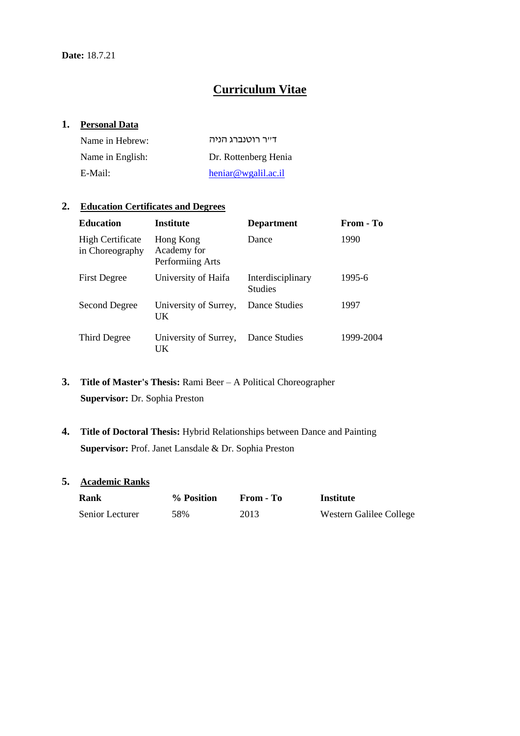**Date:** 18.7.21

# Curriculum Vitae

## 1. Personal Data

| | |
|---|---|
| Name in Hebrew: | ד"ר רוטנברג הניה |
| Name in English: | Dr. Rottenberg Henia |
| E-Mail: | heniar@wgalil.ac.il |

## 2. Education Certificates and Degrees

| Education | Institute | Department | From - To |
|---|---|---|---|
| High Certificate in Choreography | Hong Kong Academy for Performiing Arts | Dance | 1990 |
| First Degree | University of Haifa | Interdisciplinary Studies | 1995-6 |
| Second Degree | University of Surrey, UK | Dance Studies | 1997 |
| Third Degree | University of Surrey, UK | Dance Studies | 1999-2004 |

## 3. Title of Master's Thesis: Rami Beer – A Political Choreographer

**Supervisor:** Dr. Sophia Preston

## 4. Title of Doctoral Thesis: Hybrid Relationships between Dance and Painting

**Supervisor:** Prof. Janet Lansdale & Dr. Sophia Preston

## 5. Academic Ranks

| Rank | % Position | From - To | Institute |
|---|---|---|---|
| Senior Lecturer | 58% | 2013 | Western Galilee College |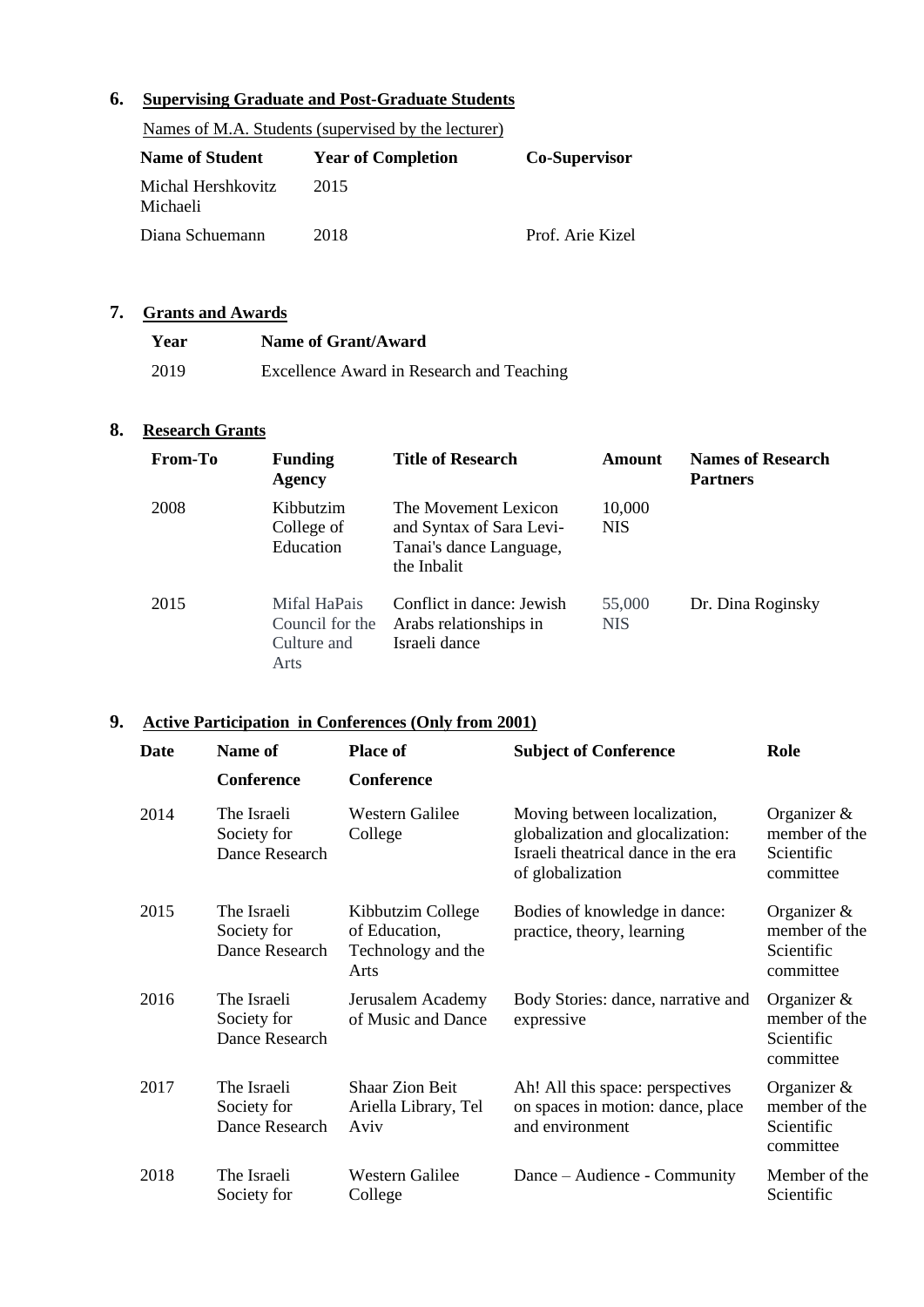## 6. Supervising Graduate and Post-Graduate Students

Names of M.A. Students (supervised by the lecturer)

| Name of Student | Year of Completion | Co-Supervisor |
|---|---|---|
| Michal Hershkovitz Michaeli | 2015 | |
| Diana Schuemann | 2018 | Prof. Arie Kizel |

## 7. Grants and Awards

| Year | Name of Grant/Award |
|---|---|
| 2019 | Excellence Award in Research and Teaching |

## 8. Research Grants

| From-To | Funding Agency | Title of Research | Amount | Names of Research Partners |
|---|---|---|---|---|
| 2008 | Kibbutzim College of Education | The Movement Lexicon and Syntax of Sara Levi-Tanai's dance Language, the Inbalit | 10,000 NIS | |
| 2015 | Mifal HaPais Council for the Culture and Arts | Conflict in dance: Jewish Arabs relationships in Israeli dance | 55,000 NIS | Dr. Dina Roginsky |

## 9. Active Participation in Conferences (Only from 2001)

| Date | Name of Conference | Place of Conference | Subject of Conference | Role |
|---|---|---|---|---|
| 2014 | The Israeli Society for Dance Research | Western Galilee College | Moving between localization, globalization and glocalization: Israeli theatrical dance in the era of globalization | Organizer & member of the Scientific committee |
| 2015 | The Israeli Society for Dance Research | Kibbutzim College of Education, Technology and the Arts | Bodies of knowledge in dance: practice, theory, learning | Organizer & member of the Scientific committee |
| 2016 | The Israeli Society for Dance Research | Jerusalem Academy of Music and Dance | Body Stories: dance, narrative and expressive | Organizer & member of the Scientific committee |
| 2017 | The Israeli Society for Dance Research | Shaar Zion Beit Ariella Library, Tel Aviv | Ah! All this space: perspectives on spaces in motion: dance, place and environment | Organizer & member of the Scientific committee |
| 2018 | The Israeli Society for | Western Galilee College | Dance – Audience - Community | Member of the Scientific |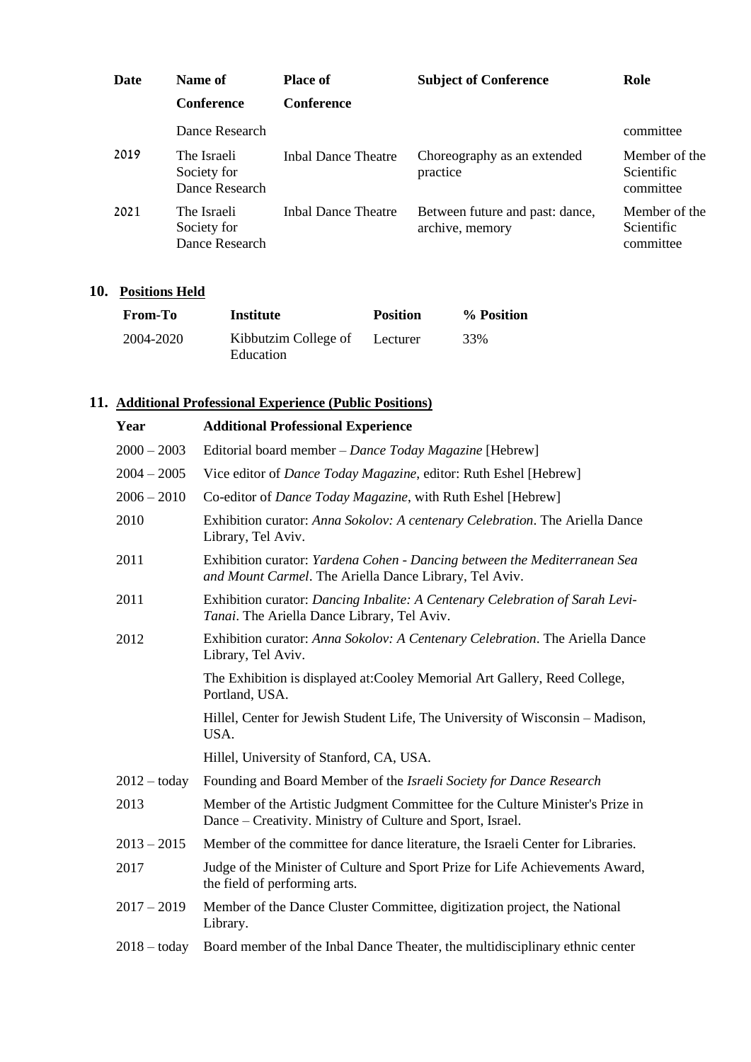| Date | Name of Conference | Place of Conference | Subject of Conference | Role |
|---|---|---|---|---|
| | Dance Research | | | committee |
| 2019 | The Israeli Society for Dance Research | Inbal Dance Theatre | Choreography as an extended practice | Member of the Scientific committee |
| 2021 | The Israeli Society for Dance Research | Inbal Dance Theatre | Between future and past: dance, archive, memory | Member of the Scientific committee |

## 10. Positions Held

| From-To | Institute | Position | % Position |
|---|---|---|---|
| 2004-2020 | Kibbutzim College of Education | Lecturer | 33% |

## 11. Additional Professional Experience (Public Positions)

| Year | Additional Professional Experience |
|---|---|
| 2000 – 2003 | Editorial board member – *Dance Today Magazine* [Hebrew] |
| 2004 – 2005 | Vice editor of *Dance Today Magazine*, editor: Ruth Eshel [Hebrew] |
| 2006 – 2010 | Co-editor of *Dance Today Magazine*, with Ruth Eshel [Hebrew] |
| 2010 | Exhibition curator: *Anna Sokolov: A centenary Celebration*. The Ariella Dance Library, Tel Aviv. |
| 2011 | Exhibition curator: *Yardena Cohen - Dancing between the Mediterranean Sea and Mount Carmel*. The Ariella Dance Library, Tel Aviv. |
| 2011 | Exhibition curator: *Dancing Inbalite: A Centenary Celebration of Sarah Levi-Tanai*. The Ariella Dance Library, Tel Aviv. |
| 2012 | Exhibition curator: *Anna Sokolov: A Centenary Celebration*. The Ariella Dance Library, Tel Aviv. |
| | The Exhibition is displayed at:Cooley Memorial Art Gallery, Reed College, Portland, USA. |
| | Hillel, Center for Jewish Student Life, The University of Wisconsin – Madison, USA. |
| | Hillel, University of Stanford, CA, USA. |
| 2012 – today | Founding and Board Member of the *Israeli Society for Dance Research* |
| 2013 | Member of the Artistic Judgment Committee for the Culture Minister's Prize in Dance – Creativity. Ministry of Culture and Sport, Israel. |
| 2013 – 2015 | Member of the committee for dance literature, the Israeli Center for Libraries. |
| 2017 | Judge of the Minister of Culture and Sport Prize for Life Achievements Award, the field of performing arts. |
| 2017 – 2019 | Member of the Dance Cluster Committee, digitization project, the National Library. |
| 2018 – today | Board member of the Inbal Dance Theater, the multidisciplinary ethnic center |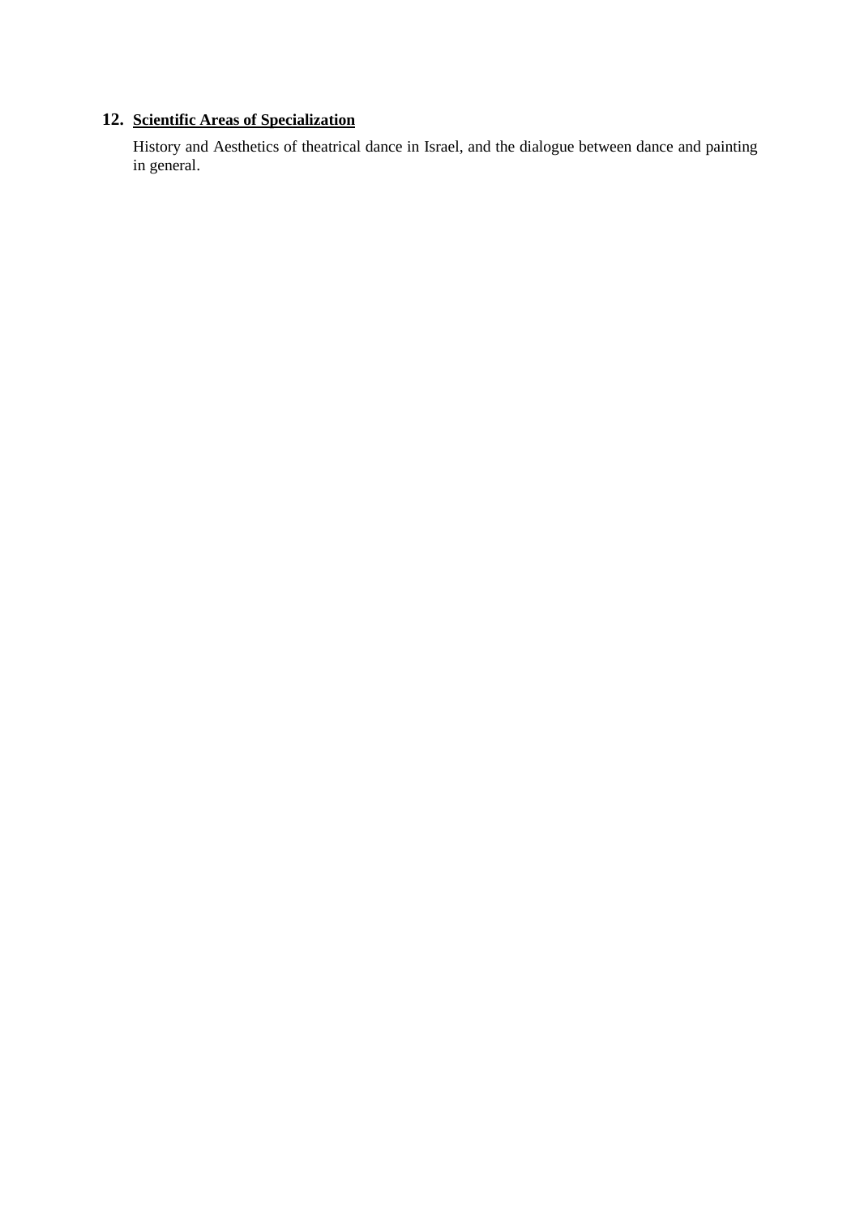## 12. Scientific Areas of Specialization

History and Aesthetics of theatrical dance in Israel, and the dialogue between dance and painting in general.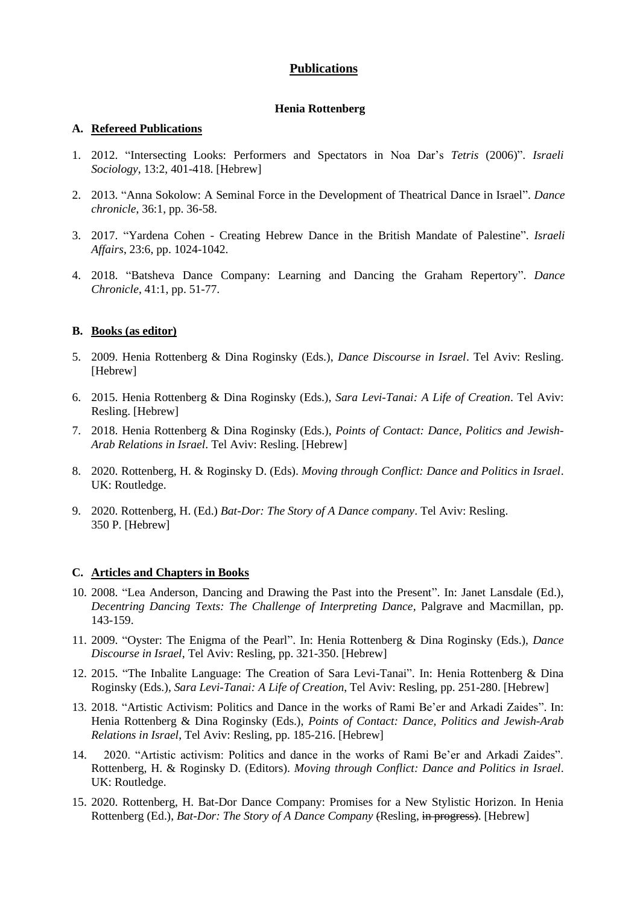# Publications

**Henia Rottenberg**

## A. Refereed Publications

1. 2012. "Intersecting Looks: Performers and Spectators in Noa Dar's *Tetris* (2006)". *Israeli Sociology*, 13:2, 401-418. [Hebrew]

2. 2013. "Anna Sokolow: A Seminal Force in the Development of Theatrical Dance in Israel". *Dance chronicle*, 36:1, pp. 36-58.

3. 2017. "Yardena Cohen - Creating Hebrew Dance in the British Mandate of Palestine". *Israeli Affairs*, 23:6, pp. 1024-1042.

4. 2018. "Batsheva Dance Company: Learning and Dancing the Graham Repertory". *Dance Chronicle*, 41:1, pp. 51-77.

## B. Books (as editor)

5. 2009. Henia Rottenberg & Dina Roginsky (Eds.), *Dance Discourse in Israel*. Tel Aviv: Resling. [Hebrew]

6. 2015. Henia Rottenberg & Dina Roginsky (Eds.), *Sara Levi-Tanai: A Life of Creation*. Tel Aviv: Resling. [Hebrew]

7. 2018. Henia Rottenberg & Dina Roginsky (Eds.), *Points of Contact: Dance, Politics and Jewish-Arab Relations in Israel*. Tel Aviv: Resling. [Hebrew]

8. 2020. Rottenberg, H. & Roginsky D. (Eds). *Moving through Conflict: Dance and Politics in Israel*. UK: Routledge.

9. 2020. Rottenberg, H. (Ed.) *Bat-Dor: The Story of A Dance company*. Tel Aviv: Resling. 350 P. [Hebrew]

## C. Articles and Chapters in Books

10. 2008. "Lea Anderson, Dancing and Drawing the Past into the Present". In: Janet Lansdale (Ed.), *Decentring Dancing Texts: The Challenge of Interpreting Dance*, Palgrave and Macmillan, pp. 143-159.

11. 2009. "Oyster: The Enigma of the Pearl". In: Henia Rottenberg & Dina Roginsky (Eds.), *Dance Discourse in Israel*, Tel Aviv: Resling, pp. 321-350. [Hebrew]

12. 2015. "The Inbalite Language: The Creation of Sara Levi-Tanai". In: Henia Rottenberg & Dina Roginsky (Eds.), *Sara Levi-Tanai: A Life of Creation*, Tel Aviv: Resling, pp. 251-280. [Hebrew]

13. 2018. "Artistic Activism: Politics and Dance in the works of Rami Be'er and Arkadi Zaides". In: Henia Rottenberg & Dina Roginsky (Eds.), *Points of Contact: Dance, Politics and Jewish-Arab Relations in Israel*, Tel Aviv: Resling, pp. 185-216. [Hebrew]

14. 2020. "Artistic activism: Politics and dance in the works of Rami Be'er and Arkadi Zaides". Rottenberg, H. & Roginsky D. (Editors). *Moving through Conflict: Dance and Politics in Israel*. UK: Routledge.

15. 2020. Rottenberg, H. Bat-Dor Dance Company: Promises for a New Stylistic Horizon. In Henia Rottenberg (Ed.), *Bat-Dor: The Story of A Dance Company* ~~(~~Resling, ~~in progress)~~. [Hebrew]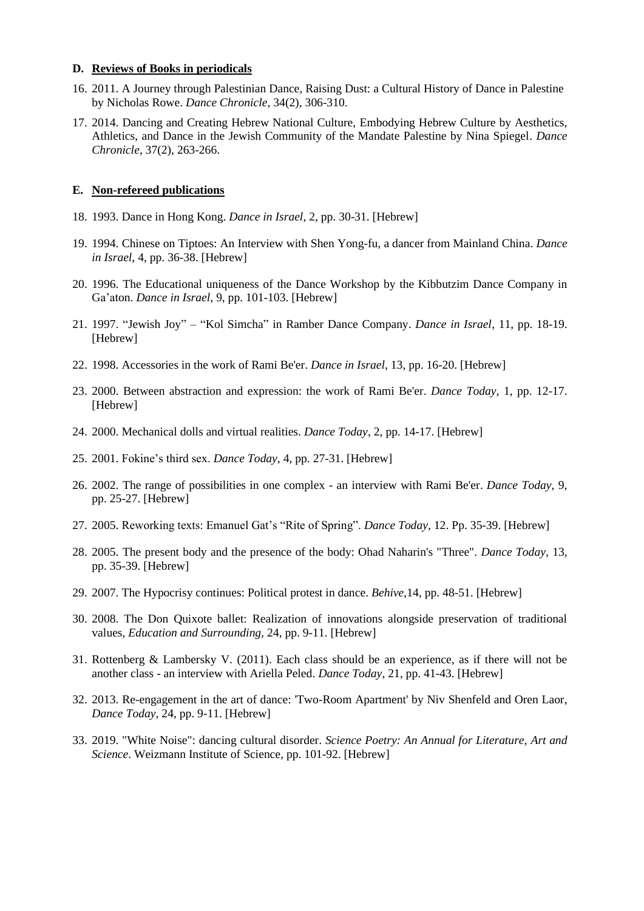## D. Reviews of Books in periodicals

16. 2011. A Journey through Palestinian Dance, Raising Dust: a Cultural History of Dance in Palestine by Nicholas Rowe. *Dance Chronicle*, 34(2), 306-310.

17. 2014. Dancing and Creating Hebrew National Culture, Embodying Hebrew Culture by Aesthetics, Athletics, and Dance in the Jewish Community of the Mandate Palestine by Nina Spiegel. *Dance Chronicle*, 37(2), 263-266.

## E. Non-refereed publications

18. 1993. Dance in Hong Kong. *Dance in Israel*, 2, pp. 30-31. [Hebrew]

19. 1994. Chinese on Tiptoes: An Interview with Shen Yong-fu, a dancer from Mainland China. *Dance in Israel*, 4, pp. 36-38. [Hebrew]

20. 1996. The Educational uniqueness of the Dance Workshop by the Kibbutzim Dance Company in Ga'aton. *Dance in Israel*, 9, pp. 101-103. [Hebrew]

21. 1997. "Jewish Joy" – "Kol Simcha" in Ramber Dance Company. *Dance in Israel*, 11, pp. 18-19. [Hebrew]

22. 1998. Accessories in the work of Rami Be'er. *Dance in Israel*, 13, pp. 16-20. [Hebrew]

23. 2000. Between abstraction and expression: the work of Rami Be'er. *Dance Today*, 1, pp. 12-17. [Hebrew]

24. 2000. Mechanical dolls and virtual realities. *Dance Today*, 2, pp. 14-17. [Hebrew]

25. 2001. Fokine's third sex. *Dance Today*, 4, pp. 27-31. [Hebrew]

26. 2002. The range of possibilities in one complex - an interview with Rami Be'er. *Dance Today*, 9, pp. 25-27. [Hebrew]

27. 2005. Reworking texts: Emanuel Gat's "Rite of Spring". *Dance Today*, 12. Pp. 35-39. [Hebrew]

28. 2005. The present body and the presence of the body: Ohad Naharin's "Three". *Dance Today*, 13, pp. 35-39. [Hebrew]

29. 2007. The Hypocrisy continues: Political protest in dance. *Behive*,14, pp. 48-51. [Hebrew]

30. 2008. The Don Quixote ballet: Realization of innovations alongside preservation of traditional values, *Education and Surrounding*, 24, pp. 9-11. [Hebrew]

31. Rottenberg & Lambersky V. (2011). Each class should be an experience, as if there will not be another class - an interview with Ariella Peled. *Dance Today*, 21, pp. 41-43. [Hebrew]

32. 2013. Re-engagement in the art of dance: 'Two-Room Apartment' by Niv Shenfeld and Oren Laor, *Dance Today*, 24, pp. 9-11. [Hebrew]

33. 2019. "White Noise": dancing cultural disorder. *Science Poetry: An Annual for Literature, Art and Science*. Weizmann Institute of Science, pp. 101-92. [Hebrew]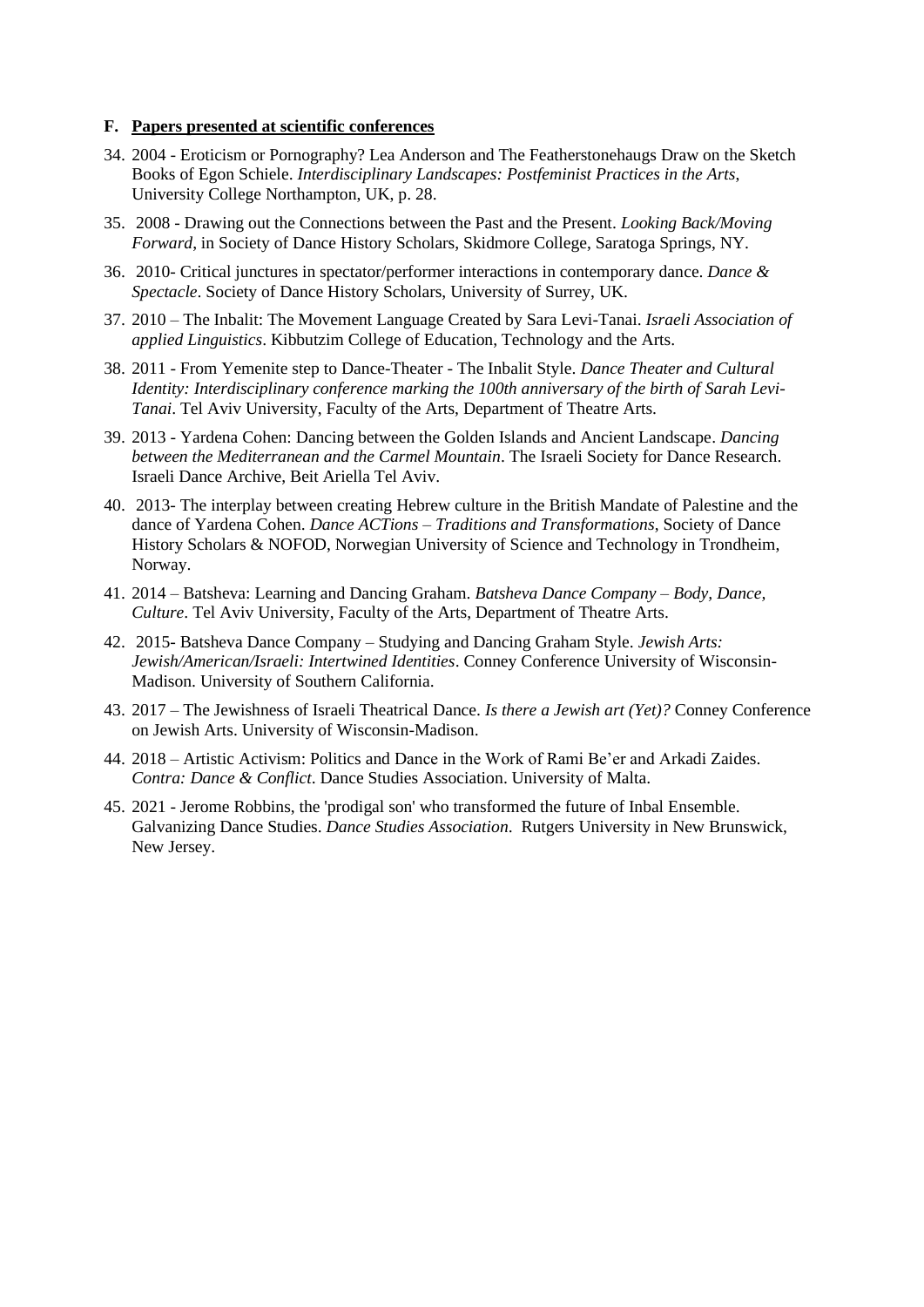### F. **Papers presented at scientific conferences**

34. 2004 - Eroticism or Pornography? Lea Anderson and The Featherstonehaugs Draw on the Sketch Books of Egon Schiele. *Interdisciplinary Landscapes: Postfeminist Practices in the Arts*, University College Northampton, UK, p. 28.
35. 2008 - Drawing out the Connections between the Past and the Present. *Looking Back/Moving Forward*, in Society of Dance History Scholars, Skidmore College, Saratoga Springs, NY.
36. 2010- Critical junctures in spectator/performer interactions in contemporary dance. *Dance & Spectacle*. Society of Dance History Scholars, University of Surrey, UK.
37. 2010 – The Inbalit: The Movement Language Created by Sara Levi-Tanai. *Israeli Association of applied Linguistics*. Kibbutzim College of Education, Technology and the Arts.
38. 2011 - From Yemenite step to Dance-Theater - The Inbalit Style. *Dance Theater and Cultural Identity: Interdisciplinary conference marking the 100th anniversary of the birth of Sarah Levi-Tanai*. Tel Aviv University, Faculty of the Arts, Department of Theatre Arts.
39. 2013 - Yardena Cohen: Dancing between the Golden Islands and Ancient Landscape. *Dancing between the Mediterranean and the Carmel Mountain*. The Israeli Society for Dance Research. Israeli Dance Archive, Beit Ariella Tel Aviv.
40. 2013- The interplay between creating Hebrew culture in the British Mandate of Palestine and the dance of Yardena Cohen. *Dance ACTions – Traditions and Transformations*, Society of Dance History Scholars & NOFOD, Norwegian University of Science and Technology in Trondheim, Norway.
41. 2014 – Batsheva: Learning and Dancing Graham. *Batsheva Dance Company – Body, Dance, Culture*. Tel Aviv University, Faculty of the Arts, Department of Theatre Arts.
42. 2015- Batsheva Dance Company – Studying and Dancing Graham Style. *Jewish Arts: Jewish/American/Israeli: Intertwined Identities*. Conney Conference University of Wisconsin-Madison. University of Southern California.
43. 2017 – The Jewishness of Israeli Theatrical Dance. *Is there a Jewish art (Yet)?* Conney Conference on Jewish Arts. University of Wisconsin-Madison.
44. 2018 – Artistic Activism: Politics and Dance in the Work of Rami Be'er and Arkadi Zaides. *Contra: Dance & Conflict*. Dance Studies Association. University of Malta.
45. 2021 - Jerome Robbins, the 'prodigal son' who transformed the future of Inbal Ensemble. Galvanizing Dance Studies. *Dance Studies Association*. Rutgers University in New Brunswick, New Jersey.